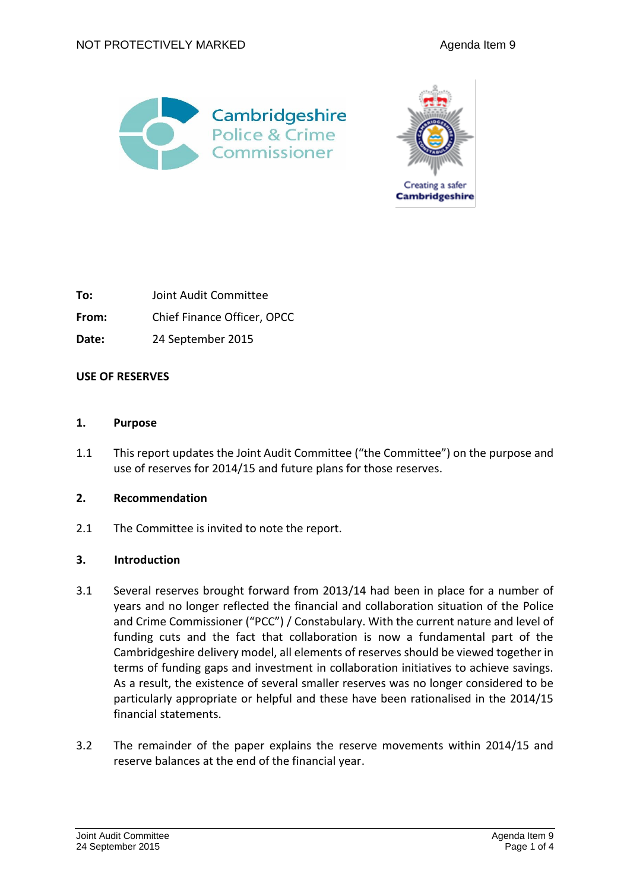NOT PROTECTIVELY MARKED

Agenda Item 9

| | |
|---|---|
| **To:** | Joint Audit Committee |
| **From:** | Chief Finance Officer, OPCC |
| **Date:** | 24 September 2015 |

**USE OF RESERVES**

## 1. Purpose

1.1 This report updates the Joint Audit Committee ("the Committee") on the purpose and use of reserves for 2014/15 and future plans for those reserves.

## 2. Recommendation

2.1 The Committee is invited to note the report.

## 3. Introduction

3.1 Several reserves brought forward from 2013/14 had been in place for a number of years and no longer reflected the financial and collaboration situation of the Police and Crime Commissioner ("PCC") / Constabulary. With the current nature and level of funding cuts and the fact that collaboration is now a fundamental part of the Cambridgeshire delivery model, all elements of reserves should be viewed together in terms of funding gaps and investment in collaboration initiatives to achieve savings. As a result, the existence of several smaller reserves was no longer considered to be particularly appropriate or helpful and these have been rationalised in the 2014/15 financial statements.

3.2 The remainder of the paper explains the reserve movements within 2014/15 and reserve balances at the end of the financial year.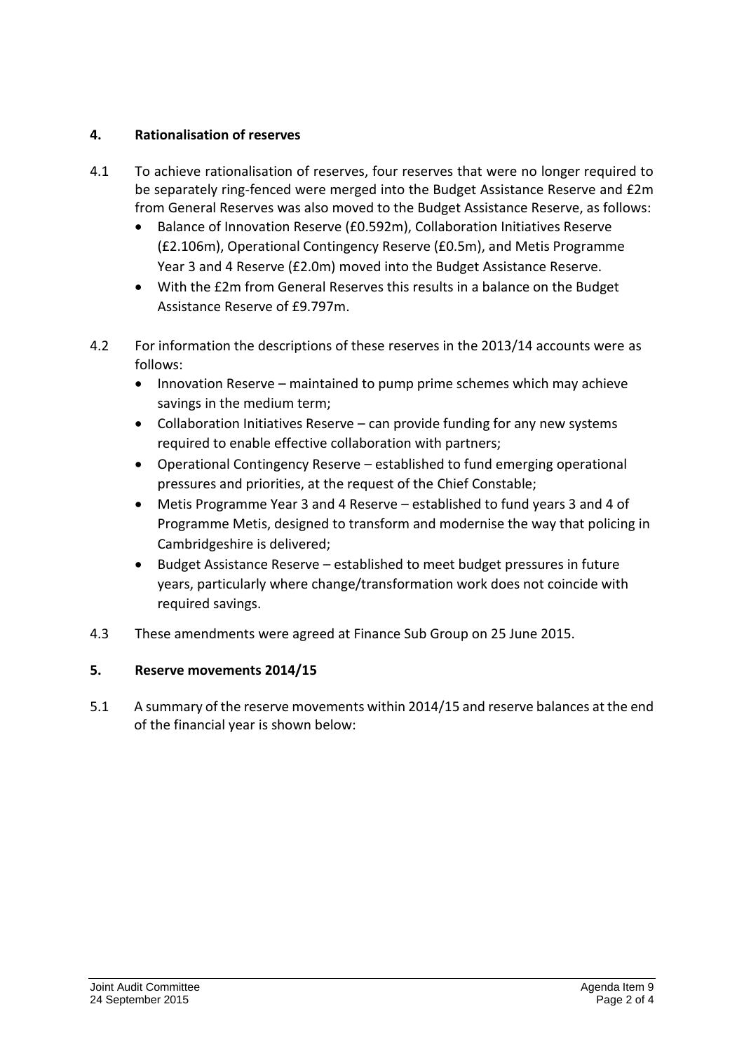## 4. Rationalisation of reserves

4.1 To achieve rationalisation of reserves, four reserves that were no longer required to be separately ring-fenced were merged into the Budget Assistance Reserve and £2m from General Reserves was also moved to the Budget Assistance Reserve, as follows:

- Balance of Innovation Reserve (£0.592m), Collaboration Initiatives Reserve (£2.106m), Operational Contingency Reserve (£0.5m), and Metis Programme Year 3 and 4 Reserve (£2.0m) moved into the Budget Assistance Reserve.
- With the £2m from General Reserves this results in a balance on the Budget Assistance Reserve of £9.797m.

4.2 For information the descriptions of these reserves in the 2013/14 accounts were as follows:

- Innovation Reserve – maintained to pump prime schemes which may achieve savings in the medium term;
- Collaboration Initiatives Reserve – can provide funding for any new systems required to enable effective collaboration with partners;
- Operational Contingency Reserve – established to fund emerging operational pressures and priorities, at the request of the Chief Constable;
- Metis Programme Year 3 and 4 Reserve – established to fund years 3 and 4 of Programme Metis, designed to transform and modernise the way that policing in Cambridgeshire is delivered;
- Budget Assistance Reserve – established to meet budget pressures in future years, particularly where change/transformation work does not coincide with required savings.

4.3 These amendments were agreed at Finance Sub Group on 25 June 2015.

## 5. Reserve movements 2014/15

5.1 A summary of the reserve movements within 2014/15 and reserve balances at the end of the financial year is shown below: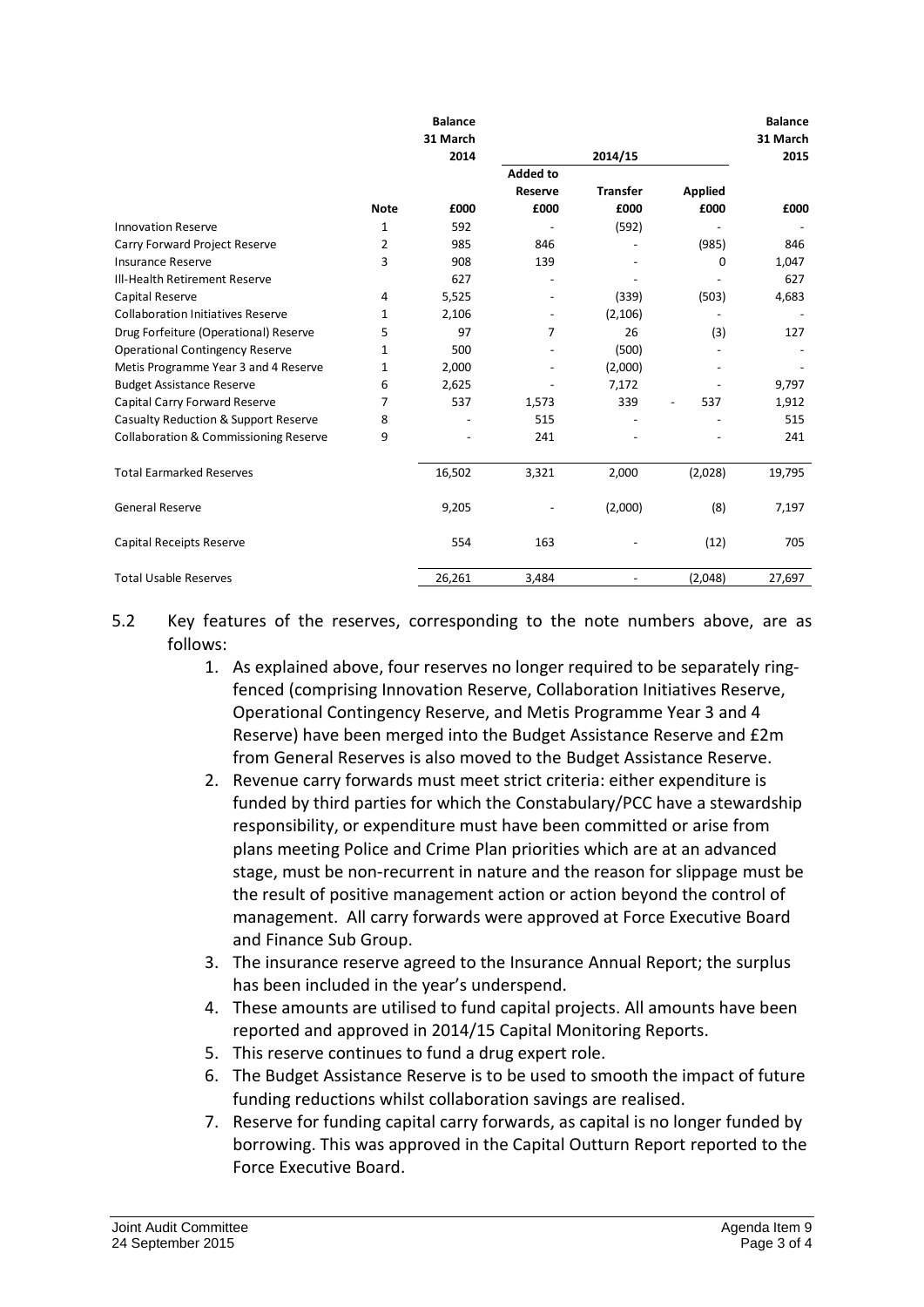| | Note | Balance 31 March 2014 | 2014/15 | | | Balance 31 March 2015 |
|---|---|---|---|---|---|---|
| | | | Added to Reserve | Transfer | Applied | |
| | | £000 | £000 | £000 | £000 | £000 |
| Innovation Reserve | 1 | 592 | - | (592) | - | - |
| Carry Forward Project Reserve | 2 | 985 | 846 | - | (985) | 846 |
| Insurance Reserve | 3 | 908 | 139 | - | 0 | 1,047 |
| Ill-Health Retirement Reserve | | 627 | - | - | - | 627 |
| Capital Reserve | 4 | 5,525 | - | (339) | (503) | 4,683 |
| Collaboration Initiatives Reserve | 1 | 2,106 | - | (2,106) | - | - |
| Drug Forfeiture (Operational) Reserve | 5 | 97 | 7 | 26 | (3) | 127 |
| Operational Contingency Reserve | 1 | 500 | - | (500) | - | - |
| Metis Programme Year 3 and 4 Reserve | 1 | 2,000 | - | (2,000) | - | - |
| Budget Assistance Reserve | 6 | 2,625 | - | 7,172 | - | 9,797 |
| Capital Carry Forward Reserve | 7 | 537 | 1,573 | 339 | - 537 | 1,912 |
| Casualty Reduction & Support Reserve | 8 | - | 515 | - | - | 515 |
| Collaboration & Commissioning Reserve | 9 | - | 241 | - | - | 241 |
| Total Earmarked Reserves | | 16,502 | 3,321 | 2,000 | (2,028) | 19,795 |
| General Reserve | | 9,205 | - | (2,000) | (8) | 7,197 |
| Capital Receipts Reserve | | 554 | 163 | - | (12) | 705 |
| Total Usable Reserves | | 26,261 | 3,484 | - | (2,048) | 27,697 |

5.2 Key features of the reserves, corresponding to the note numbers above, are as follows:

1. As explained above, four reserves no longer required to be separately ring-fenced (comprising Innovation Reserve, Collaboration Initiatives Reserve, Operational Contingency Reserve, and Metis Programme Year 3 and 4 Reserve) have been merged into the Budget Assistance Reserve and £2m from General Reserves is also moved to the Budget Assistance Reserve.
2. Revenue carry forwards must meet strict criteria: either expenditure is funded by third parties for which the Constabulary/PCC have a stewardship responsibility, or expenditure must have been committed or arise from plans meeting Police and Crime Plan priorities which are at an advanced stage, must be non-recurrent in nature and the reason for slippage must be the result of positive management action or action beyond the control of management. All carry forwards were approved at Force Executive Board and Finance Sub Group.
3. The insurance reserve agreed to the Insurance Annual Report; the surplus has been included in the year's underspend.
4. These amounts are utilised to fund capital projects. All amounts have been reported and approved in 2014/15 Capital Monitoring Reports.
5. This reserve continues to fund a drug expert role.
6. The Budget Assistance Reserve is to be used to smooth the impact of future funding reductions whilst collaboration savings are realised.
7. Reserve for funding capital carry forwards, as capital is no longer funded by borrowing. This was approved in the Capital Outturn Report reported to the Force Executive Board.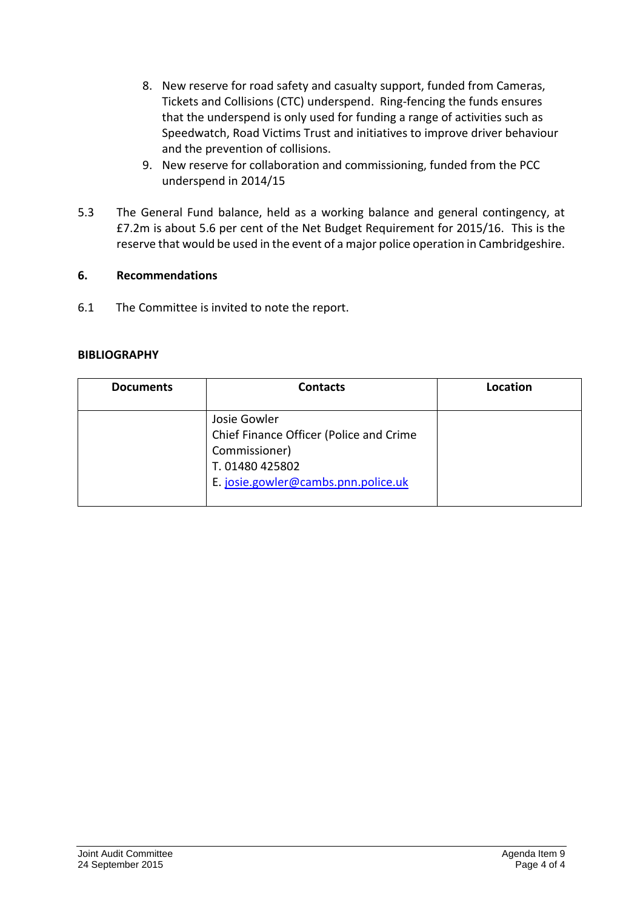8. New reserve for road safety and casualty support, funded from Cameras, Tickets and Collisions (CTC) underspend. Ring-fencing the funds ensures that the underspend is only used for funding a range of activities such as Speedwatch, Road Victims Trust and initiatives to improve driver behaviour and the prevention of collisions.
9. New reserve for collaboration and commissioning, funded from the PCC underspend in 2014/15

5.3 The General Fund balance, held as a working balance and general contingency, at £7.2m is about 5.6 per cent of the Net Budget Requirement for 2015/16. This is the reserve that would be used in the event of a major police operation in Cambridgeshire.

**6. Recommendations**

6.1 The Committee is invited to note the report.

**BIBLIOGRAPHY**

| Documents | Contacts | Location |
|---|---|---|
| | Josie Gowler<br>Chief Finance Officer (Police and Crime Commissioner)<br>T. 01480 425802<br>E. josie.gowler@cambs.pnn.police.uk | |